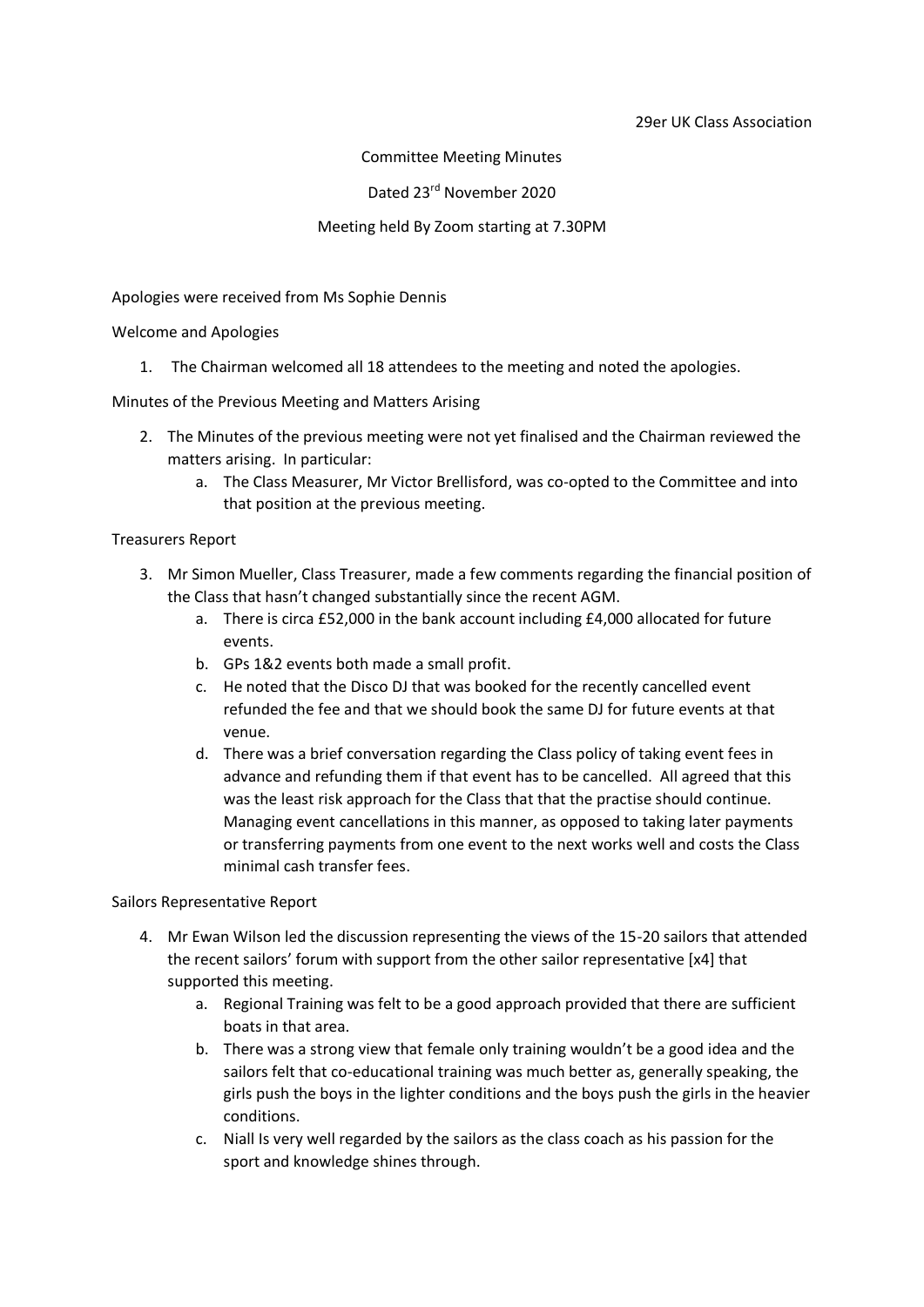29er UK Class Association

Committee Meeting Minutes

Dated 23rd November 2020

Meeting held By Zoom starting at 7.30PM

Apologies were received from Ms Sophie Dennis

Welcome and Apologies

1. The Chairman welcomed all 18 attendees to the meeting and noted the apologies.

Minutes of the Previous Meeting and Matters Arising

2. The Minutes of the previous meeting were not yet finalised and the Chairman reviewed the matters arising. In particular:
   a. The Class Measurer, Mr Victor Brellisford, was co-opted to the Committee and into that position at the previous meeting.

Treasurers Report

3. Mr Simon Mueller, Class Treasurer, made a few comments regarding the financial position of the Class that hasn't changed substantially since the recent AGM.
   a. There is circa £52,000 in the bank account including £4,000 allocated for future events.
   b. GPs 1&2 events both made a small profit.
   c. He noted that the Disco DJ that was booked for the recently cancelled event refunded the fee and that we should book the same DJ for future events at that venue.
   d. There was a brief conversation regarding the Class policy of taking event fees in advance and refunding them if that event has to be cancelled. All agreed that this was the least risk approach for the Class that that the practise should continue. Managing event cancellations in this manner, as opposed to taking later payments or transferring payments from one event to the next works well and costs the Class minimal cash transfer fees.

Sailors Representative Report

4. Mr Ewan Wilson led the discussion representing the views of the 15-20 sailors that attended the recent sailors' forum with support from the other sailor representative [x4] that supported this meeting.
   a. Regional Training was felt to be a good approach provided that there are sufficient boats in that area.
   b. There was a strong view that female only training wouldn't be a good idea and the sailors felt that co-educational training was much better as, generally speaking, the girls push the boys in the lighter conditions and the boys push the girls in the heavier conditions.
   c. Niall Is very well regarded by the sailors as the class coach as his passion for the sport and knowledge shines through.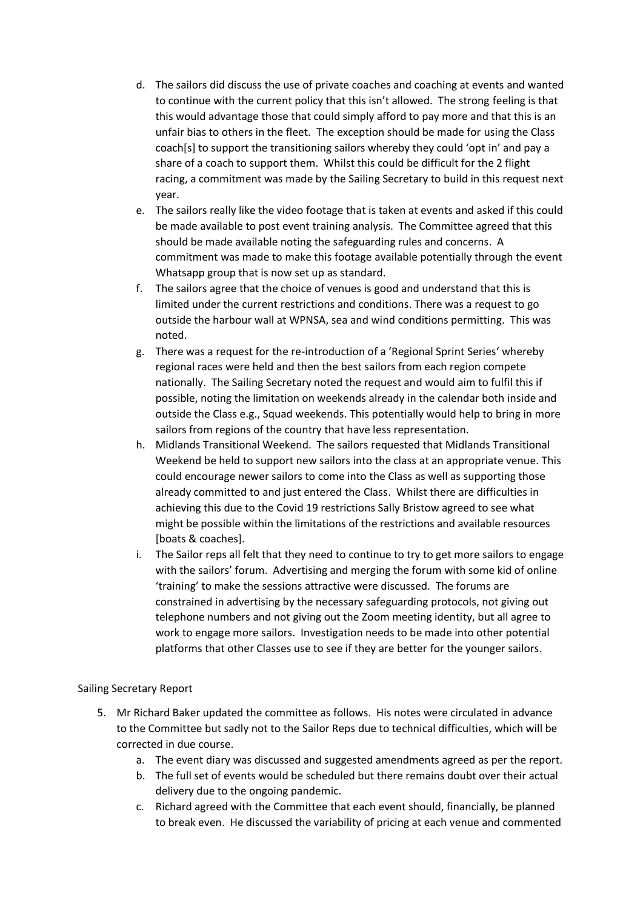d. The sailors did discuss the use of private coaches and coaching at events and wanted to continue with the current policy that this isn't allowed. The strong feeling is that this would advantage those that could simply afford to pay more and that this is an unfair bias to others in the fleet. The exception should be made for using the Class coach[s] to support the transitioning sailors whereby they could 'opt in' and pay a share of a coach to support them. Whilst this could be difficult for the 2 flight racing, a commitment was made by the Sailing Secretary to build in this request next year.

e. The sailors really like the video footage that is taken at events and asked if this could be made available to post event training analysis. The Committee agreed that this should be made available noting the safeguarding rules and concerns. A commitment was made to make this footage available potentially through the event Whatsapp group that is now set up as standard.

f. The sailors agree that the choice of venues is good and understand that this is limited under the current restrictions and conditions. There was a request to go outside the harbour wall at WPNSA, sea and wind conditions permitting. This was noted.

g. There was a request for the re-introduction of a 'Regional Sprint Series' whereby regional races were held and then the best sailors from each region compete nationally. The Sailing Secretary noted the request and would aim to fulfil this if possible, noting the limitation on weekends already in the calendar both inside and outside the Class e.g., Squad weekends. This potentially would help to bring in more sailors from regions of the country that have less representation.

h. Midlands Transitional Weekend. The sailors requested that Midlands Transitional Weekend be held to support new sailors into the class at an appropriate venue. This could encourage newer sailors to come into the Class as well as supporting those already committed to and just entered the Class. Whilst there are difficulties in achieving this due to the Covid 19 restrictions Sally Bristow agreed to see what might be possible within the limitations of the restrictions and available resources [boats & coaches].

i. The Sailor reps all felt that they need to continue to try to get more sailors to engage with the sailors' forum. Advertising and merging the forum with some kid of online 'training' to make the sessions attractive were discussed. The forums are constrained in advertising by the necessary safeguarding protocols, not giving out telephone numbers and not giving out the Zoom meeting identity, but all agree to work to engage more sailors. Investigation needs to be made into other potential platforms that other Classes use to see if they are better for the younger sailors.

Sailing Secretary Report

5. Mr Richard Baker updated the committee as follows. His notes were circulated in advance to the Committee but sadly not to the Sailor Reps due to technical difficulties, which will be corrected in due course.
    a. The event diary was discussed and suggested amendments agreed as per the report.
    b. The full set of events would be scheduled but there remains doubt over their actual delivery due to the ongoing pandemic.
    c. Richard agreed with the Committee that each event should, financially, be planned to break even. He discussed the variability of pricing at each venue and commented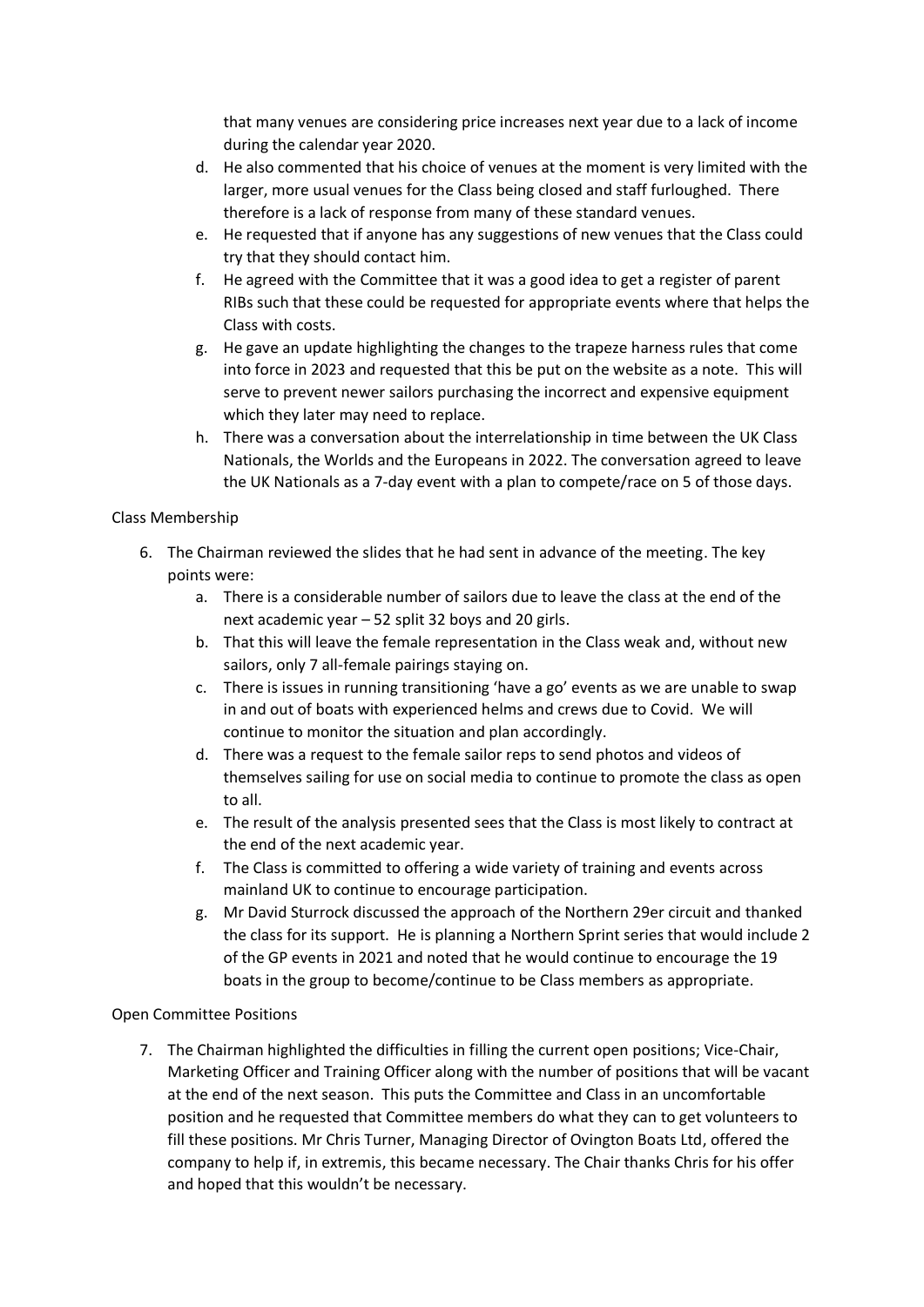that many venues are considering price increases next year due to a lack of income during the calendar year 2020.

   d. He also commented that his choice of venues at the moment is very limited with the larger, more usual venues for the Class being closed and staff furloughed. There therefore is a lack of response from many of these standard venues.
   e. He requested that if anyone has any suggestions of new venues that the Class could try that they should contact him.
   f. He agreed with the Committee that it was a good idea to get a register of parent RIBs such that these could be requested for appropriate events where that helps the Class with costs.
   g. He gave an update highlighting the changes to the trapeze harness rules that come into force in 2023 and requested that this be put on the website as a note. This will serve to prevent newer sailors purchasing the incorrect and expensive equipment which they later may need to replace.
   h. There was a conversation about the interrelationship in time between the UK Class Nationals, the Worlds and the Europeans in 2022. The conversation agreed to leave the UK Nationals as a 7-day event with a plan to compete/race on 5 of those days.

Class Membership

6. The Chairman reviewed the slides that he had sent in advance of the meeting. The key points were:
   a. There is a considerable number of sailors due to leave the class at the end of the next academic year – 52 split 32 boys and 20 girls.
   b. That this will leave the female representation in the Class weak and, without new sailors, only 7 all-female pairings staying on.
   c. There is issues in running transitioning 'have a go' events as we are unable to swap in and out of boats with experienced helms and crews due to Covid. We will continue to monitor the situation and plan accordingly.
   d. There was a request to the female sailor reps to send photos and videos of themselves sailing for use on social media to continue to promote the class as open to all.
   e. The result of the analysis presented sees that the Class is most likely to contract at the end of the next academic year.
   f. The Class is committed to offering a wide variety of training and events across mainland UK to continue to encourage participation.
   g. Mr David Sturrock discussed the approach of the Northern 29er circuit and thanked the class for its support. He is planning a Northern Sprint series that would include 2 of the GP events in 2021 and noted that he would continue to encourage the 19 boats in the group to become/continue to be Class members as appropriate.

Open Committee Positions

7. The Chairman highlighted the difficulties in filling the current open positions; Vice-Chair, Marketing Officer and Training Officer along with the number of positions that will be vacant at the end of the next season. This puts the Committee and Class in an uncomfortable position and he requested that Committee members do what they can to get volunteers to fill these positions. Mr Chris Turner, Managing Director of Ovington Boats Ltd, offered the company to help if, in extremis, this became necessary. The Chair thanks Chris for his offer and hoped that this wouldn't be necessary.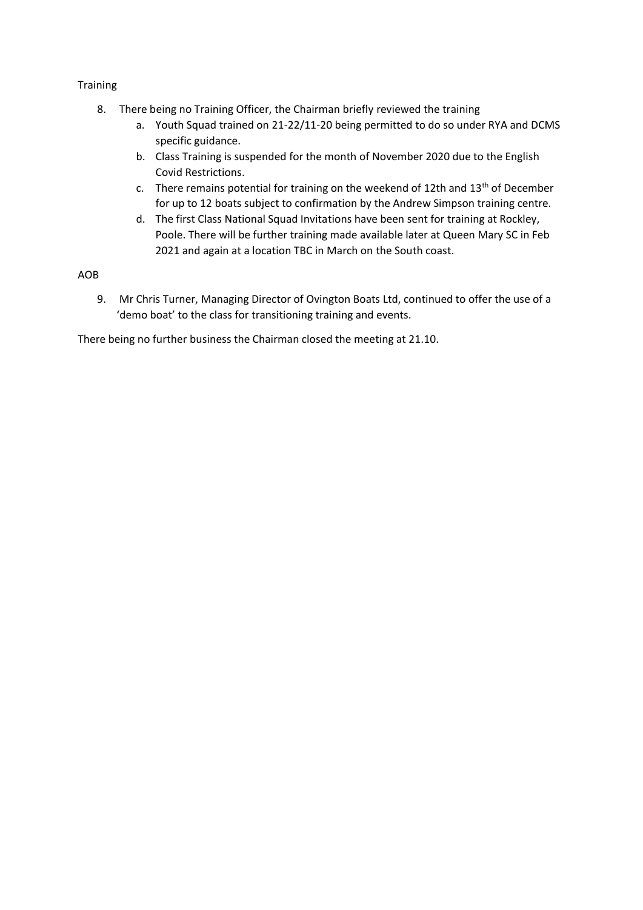Training

8. There being no Training Officer, the Chairman briefly reviewed the training
    a. Youth Squad trained on 21-22/11-20 being permitted to do so under RYA and DCMS specific guidance.
    b. Class Training is suspended for the month of November 2020 due to the English Covid Restrictions.
    c. There remains potential for training on the weekend of 12th and 13th of December for up to 12 boats subject to confirmation by the Andrew Simpson training centre.
    d. The first Class National Squad Invitations have been sent for training at Rockley, Poole. There will be further training made available later at Queen Mary SC in Feb 2021 and again at a location TBC in March on the South coast.

AOB

9. Mr Chris Turner, Managing Director of Ovington Boats Ltd, continued to offer the use of a 'demo boat' to the class for transitioning training and events.

There being no further business the Chairman closed the meeting at 21.10.